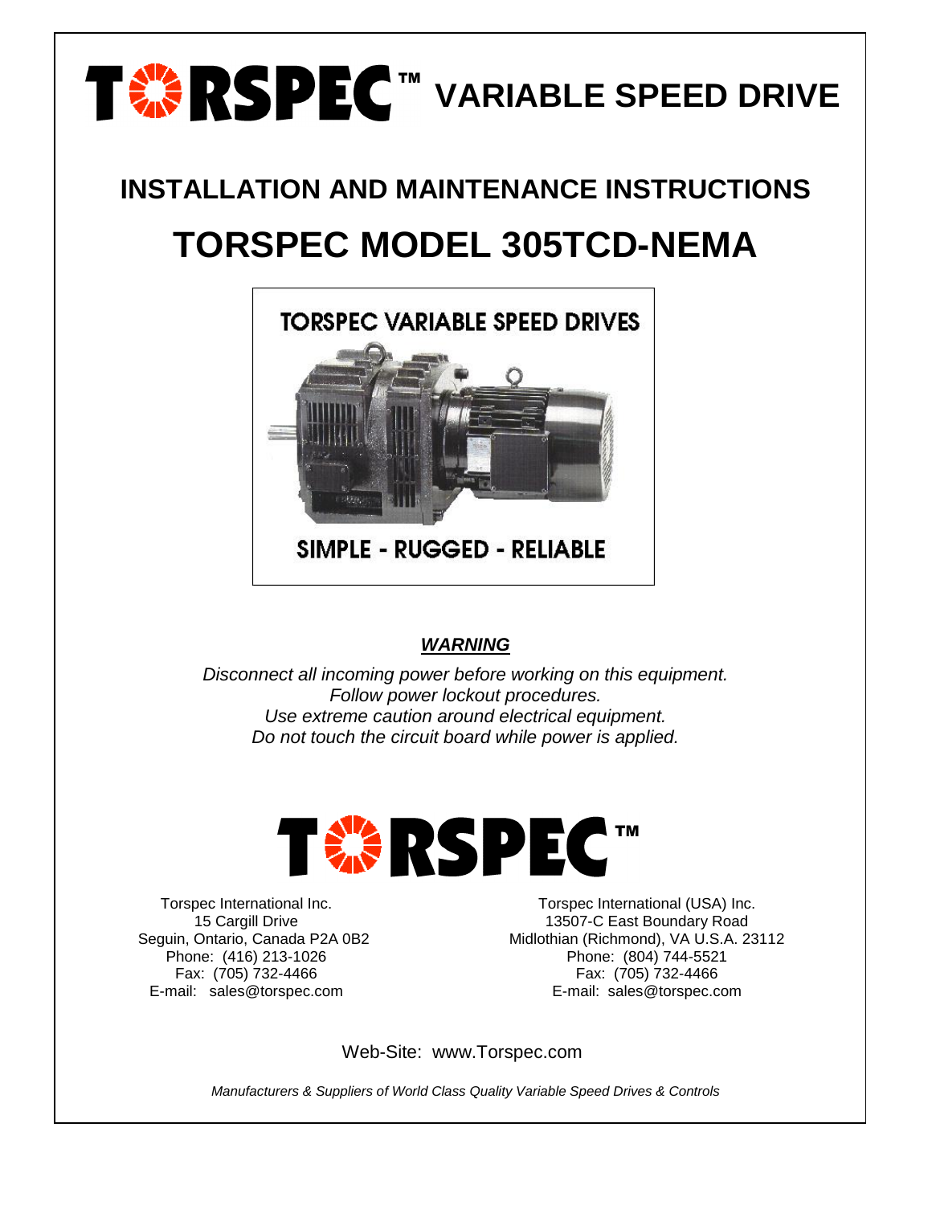# TORSPEC™ VARIABLE SPEED DRIVE

## INSTALLATION AND MAINTENANCE INSTRUCTIONS

# TORSPEC MODEL 305TCD-NEMA

TORSPEC VARIABLE SPEED DRIVES

SIMPLE - RUGGED - RELIABLE

***WARNING***

*Disconnect all incoming power before working on this equipment.*
*Follow power lockout procedures.*
*Use extreme caution around electrical equipment.*
*Do not touch the circuit board while power is applied.*

TORSPEC™

Torspec International Inc.
15 Cargill Drive
Seguin, Ontario, Canada P2A 0B2
Phone: (416) 213-1026
Fax: (705) 732-4466
E-mail: sales@torspec.com

Torspec International (USA) Inc.
13507-C East Boundary Road
Midlothian (Richmond), VA U.S.A. 23112
Phone: (804) 744-5521
Fax: (705) 732-4466
E-mail: sales@torspec.com

Web-Site: www.Torspec.com

*Manufacturers & Suppliers of World Class Quality Variable Speed Drives & Controls*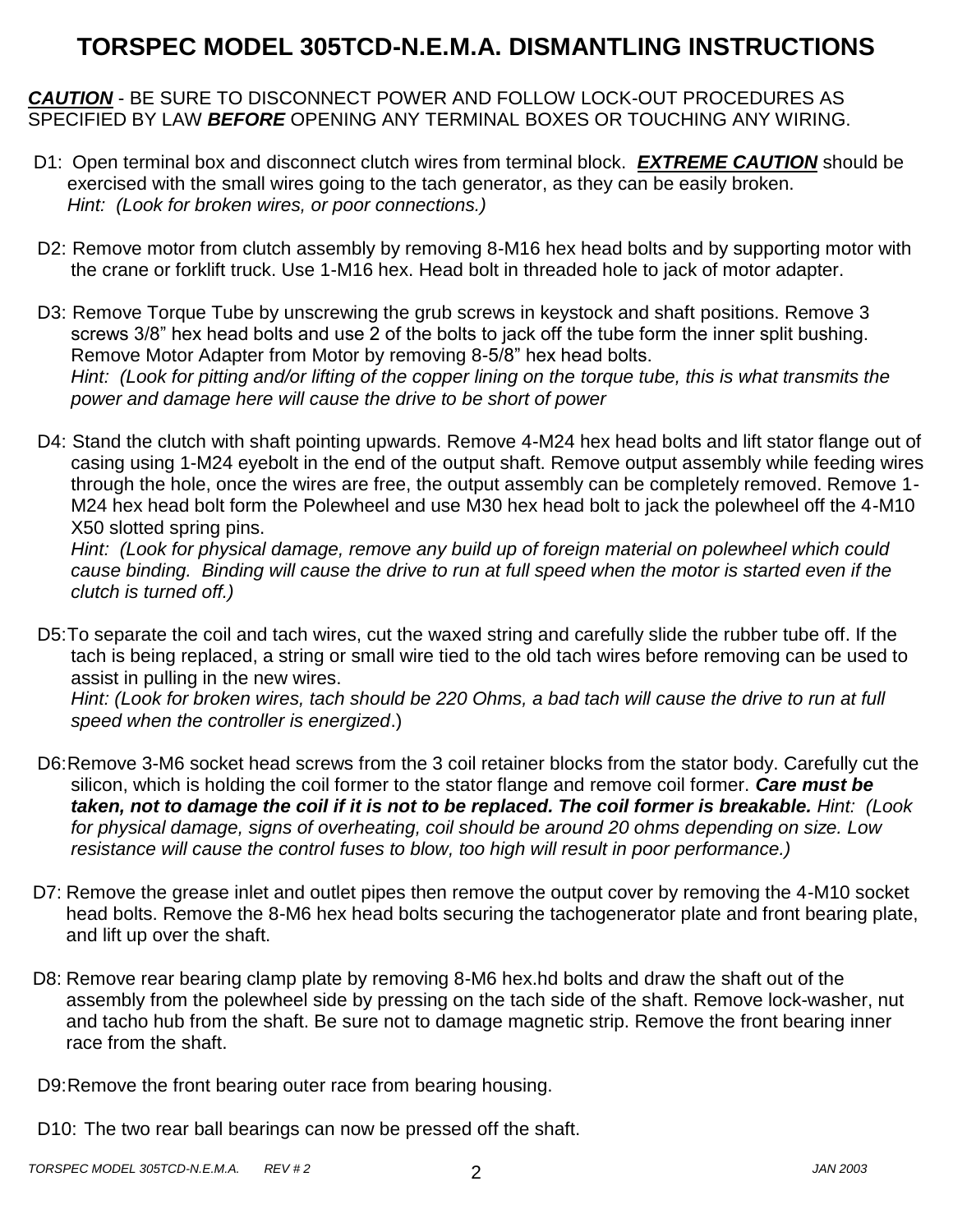# TORSPEC MODEL 305TCD-N.E.M.A. DISMANTLING INSTRUCTIONS

***CAUTION*** - BE SURE TO DISCONNECT POWER AND FOLLOW LOCK-OUT PROCEDURES AS SPECIFIED BY LAW ***BEFORE*** OPENING ANY TERMINAL BOXES OR TOUCHING ANY WIRING.

D1: Open terminal box and disconnect clutch wires from terminal block. ***EXTREME CAUTION*** should be exercised with the small wires going to the tach generator, as they can be easily broken.
*Hint: (Look for broken wires, or poor connections.)*

D2: Remove motor from clutch assembly by removing 8-M16 hex head bolts and by supporting motor with the crane or forklift truck. Use 1-M16 hex. Head bolt in threaded hole to jack of motor adapter.

D3: Remove Torque Tube by unscrewing the grub screws in keystock and shaft positions. Remove 3 screws 3/8" hex head bolts and use 2 of the bolts to jack off the tube form the inner split bushing. Remove Motor Adapter from Motor by removing 8-5/8" hex head bolts.
*Hint: (Look for pitting and/or lifting of the copper lining on the torque tube, this is what transmits the power and damage here will cause the drive to be short of power*

D4: Stand the clutch with shaft pointing upwards. Remove 4-M24 hex head bolts and lift stator flange out of casing using 1-M24 eyebolt in the end of the output shaft. Remove output assembly while feeding wires through the hole, once the wires are free, the output assembly can be completely removed. Remove 1-M24 hex head bolt form the Polewheel and use M30 hex head bolt to jack the polewheel off the 4-M10 X50 slotted spring pins.
*Hint: (Look for physical damage, remove any build up of foreign material on polewheel which could cause binding. Binding will cause the drive to run at full speed when the motor is started even if the clutch is turned off.)*

D5:To separate the coil and tach wires, cut the waxed string and carefully slide the rubber tube off. If the tach is being replaced, a string or small wire tied to the old tach wires before removing can be used to assist in pulling in the new wires.
*Hint: (Look for broken wires, tach should be 220 Ohms, a bad tach will cause the drive to run at full speed when the controller is energized*.)

D6:Remove 3-M6 socket head screws from the 3 coil retainer blocks from the stator body. Carefully cut the silicon, which is holding the coil former to the stator flange and remove coil former. ***Care must be taken, not to damage the coil if it is not to be replaced. The coil former is breakable.*** *Hint: (Look for physical damage, signs of overheating, coil should be around 20 ohms depending on size. Low resistance will cause the control fuses to blow, too high will result in poor performance.)*

D7: Remove the grease inlet and outlet pipes then remove the output cover by removing the 4-M10 socket head bolts. Remove the 8-M6 hex head bolts securing the tachogenerator plate and front bearing plate, and lift up over the shaft.

D8: Remove rear bearing clamp plate by removing 8-M6 hex.hd bolts and draw the shaft out of the assembly from the polewheel side by pressing on the tach side of the shaft. Remove lock-washer, nut and tacho hub from the shaft. Be sure not to damage magnetic strip. Remove the front bearing inner race from the shaft.

D9:Remove the front bearing outer race from bearing housing.

D10: The two rear ball bearings can now be pressed off the shaft.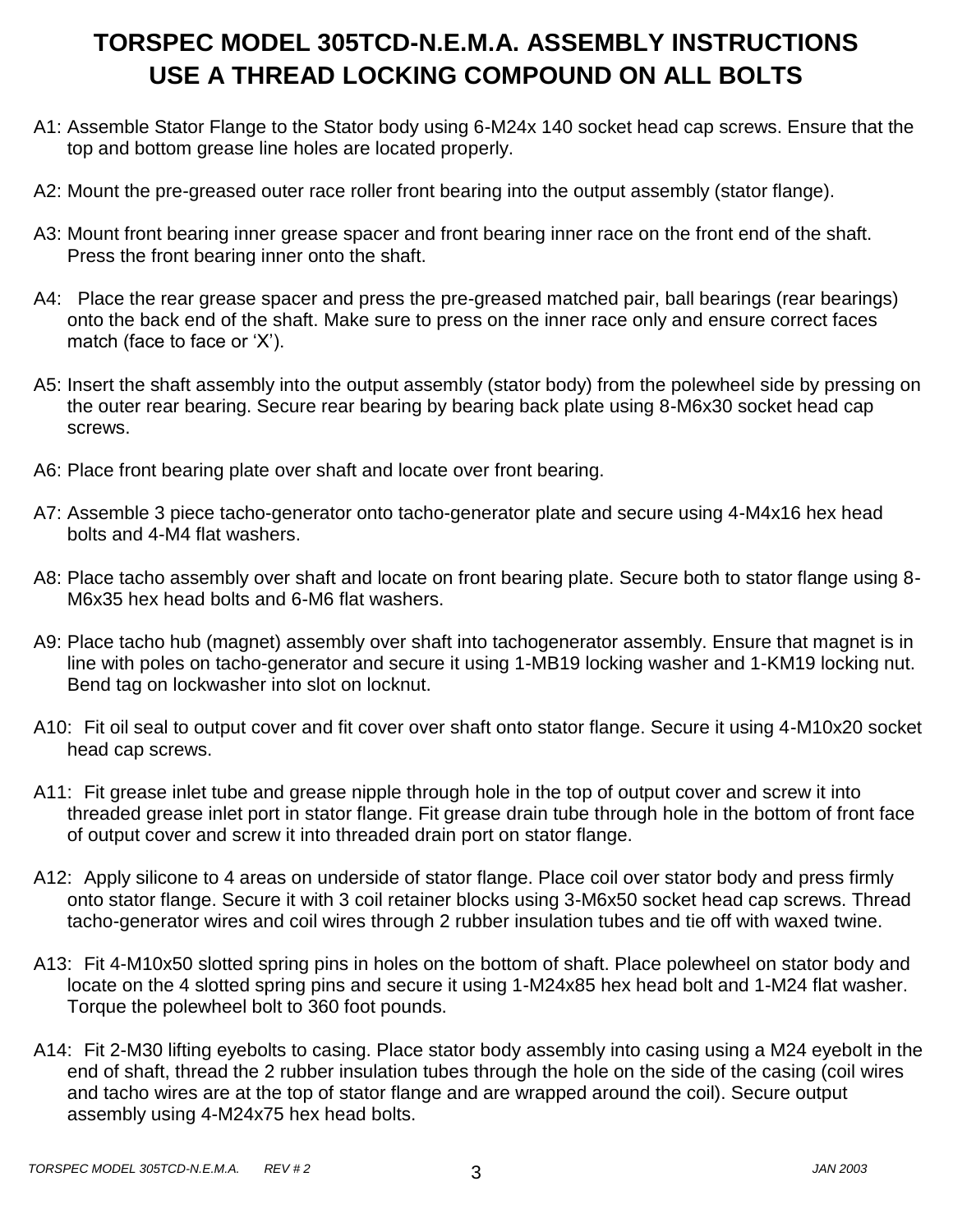# TORSPEC MODEL 305TCD-N.E.M.A. ASSEMBLY INSTRUCTIONS
# USE A THREAD LOCKING COMPOUND ON ALL BOLTS

A1: Assemble Stator Flange to the Stator body using 6-M24x 140 socket head cap screws. Ensure that the top and bottom grease line holes are located properly.

A2: Mount the pre-greased outer race roller front bearing into the output assembly (stator flange).

A3: Mount front bearing inner grease spacer and front bearing inner race on the front end of the shaft. Press the front bearing inner onto the shaft.

A4: Place the rear grease spacer and press the pre-greased matched pair, ball bearings (rear bearings) onto the back end of the shaft. Make sure to press on the inner race only and ensure correct faces match (face to face or 'X').

A5: Insert the shaft assembly into the output assembly (stator body) from the polewheel side by pressing on the outer rear bearing. Secure rear bearing by bearing back plate using 8-M6x30 socket head cap screws.

A6: Place front bearing plate over shaft and locate over front bearing.

A7: Assemble 3 piece tacho-generator onto tacho-generator plate and secure using 4-M4x16 hex head bolts and 4-M4 flat washers.

A8: Place tacho assembly over shaft and locate on front bearing plate. Secure both to stator flange using 8-M6x35 hex head bolts and 6-M6 flat washers.

A9: Place tacho hub (magnet) assembly over shaft into tachogenerator assembly. Ensure that magnet is in line with poles on tacho-generator and secure it using 1-MB19 locking washer and 1-KM19 locking nut. Bend tag on lockwasher into slot on locknut.

A10: Fit oil seal to output cover and fit cover over shaft onto stator flange. Secure it using 4-M10x20 socket head cap screws.

A11: Fit grease inlet tube and grease nipple through hole in the top of output cover and screw it into threaded grease inlet port in stator flange. Fit grease drain tube through hole in the bottom of front face of output cover and screw it into threaded drain port on stator flange.

A12: Apply silicone to 4 areas on underside of stator flange. Place coil over stator body and press firmly onto stator flange. Secure it with 3 coil retainer blocks using 3-M6x50 socket head cap screws. Thread tacho-generator wires and coil wires through 2 rubber insulation tubes and tie off with waxed twine.

A13: Fit 4-M10x50 slotted spring pins in holes on the bottom of shaft. Place polewheel on stator body and locate on the 4 slotted spring pins and secure it using 1-M24x85 hex head bolt and 1-M24 flat washer. Torque the polewheel bolt to 360 foot pounds.

A14: Fit 2-M30 lifting eyebolts to casing. Place stator body assembly into casing using a M24 eyebolt in the end of shaft, thread the 2 rubber insulation tubes through the hole on the side of the casing (coil wires and tacho wires are at the top of stator flange and are wrapped around the coil). Secure output assembly using 4-M24x75 hex head bolts.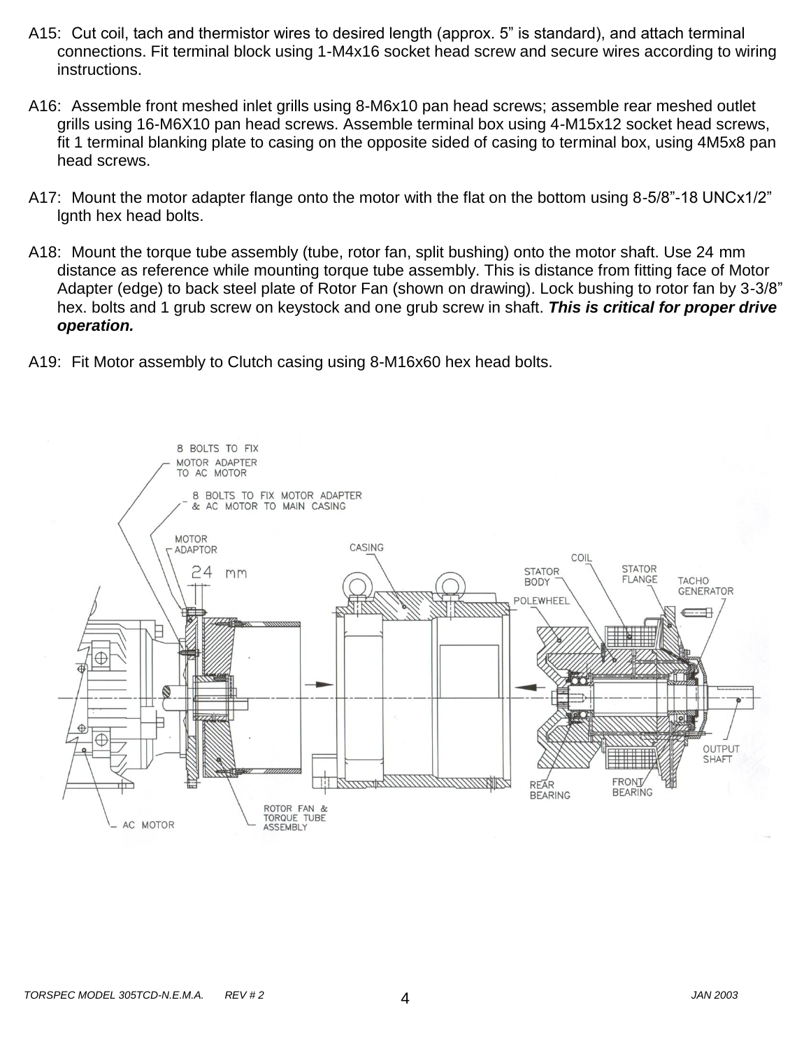A15: Cut coil, tach and thermistor wires to desired length (approx. 5" is standard), and attach terminal connections. Fit terminal block using 1-M4x16 socket head screw and secure wires according to wiring instructions.

A16: Assemble front meshed inlet grills using 8-M6x10 pan head screws; assemble rear meshed outlet grills using 16-M6X10 pan head screws. Assemble terminal box using 4-M15x12 socket head screws, fit 1 terminal blanking plate to casing on the opposite sided of casing to terminal box, using 4M5x8 pan head screws.

A17: Mount the motor adapter flange onto the motor with the flat on the bottom using 8-5/8"-18 UNCx1/2" lgnth hex head bolts.

A18: Mount the torque tube assembly (tube, rotor fan, split bushing) onto the motor shaft. Use 24 mm distance as reference while mounting torque tube assembly. This is distance from fitting face of Motor Adapter (edge) to back steel plate of Rotor Fan (shown on drawing). Lock bushing to rotor fan by 3-3/8" hex. bolts and 1 grub screw on keystock and one grub screw in shaft. ***This is critical for proper drive operation.***

A19: Fit Motor assembly to Clutch casing using 8-M16x60 hex head bolts.

8 BOLTS TO FIX MOTOR ADAPTER TO AC MOTOR

8 BOLTS TO FIX MOTOR ADAPTER & AC MOTOR TO MAIN CASING

MOTOR ADAPTOR

24 mm

CASING

COIL

STATOR BODY

STATOR FLANGE

TACHO GENERATOR

POLEWHEEL

OUTPUT SHAFT

REAR BEARING

FRONT BEARING

ROTOR FAN & TORQUE TUBE ASSEMBLY

AC MOTOR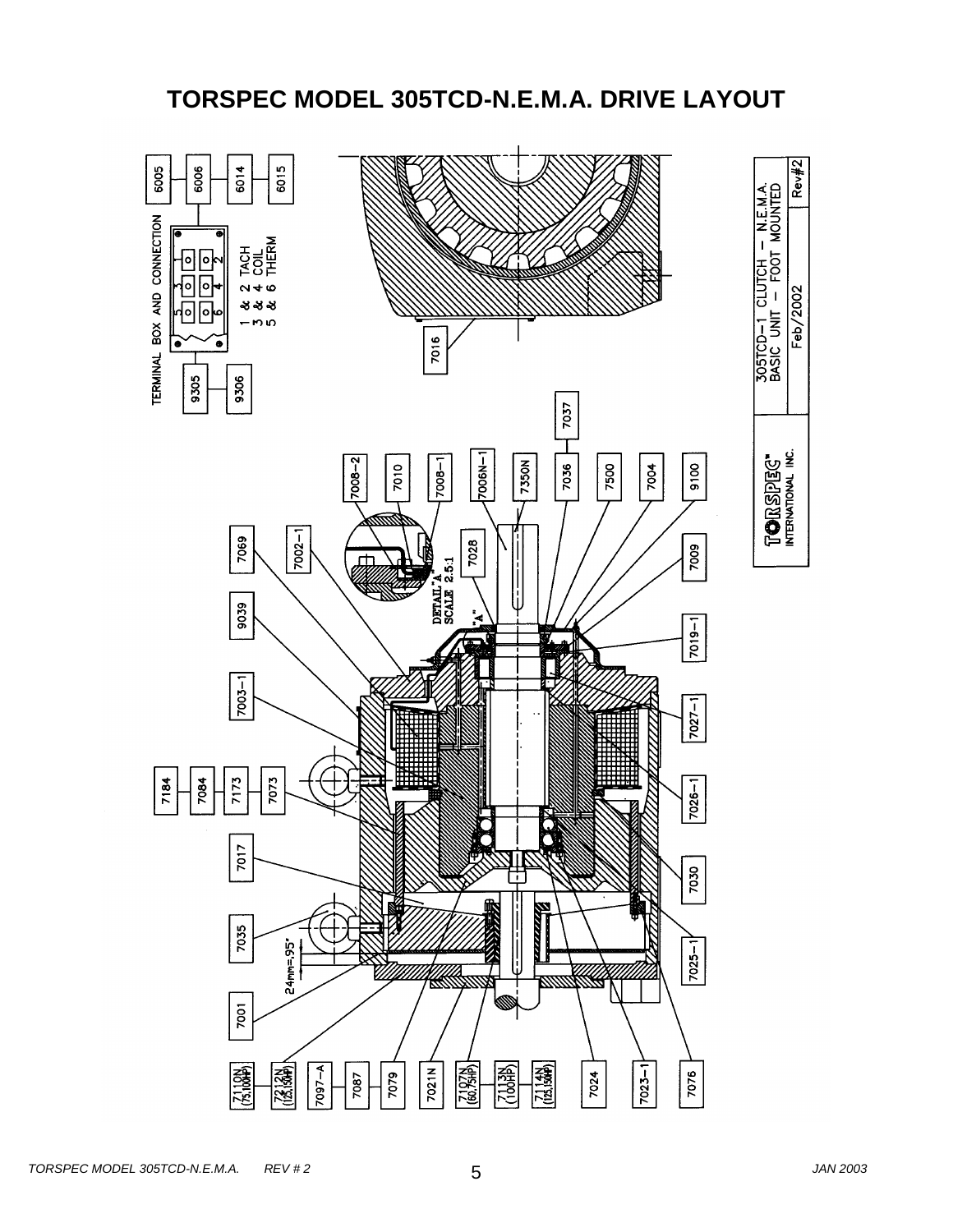# TORSPEC MODEL 305TCD-N.E.M.A. DRIVE LAYOUT

TERMINAL BOX AND CONNECTION

1 & 2 TACH
3 & 4 COIL
5 & 6 THERM

6005, 6006, 6014, 6015, 9305, 9306, 7016, 7037

7184, 7084, 7173, 7073, 7017, 7035, 7001, 9039, 7003-1, 7069, 7002-1, 7008-2, 7010, 7008-1, 7006N-1, 7350N, 7036, 7500, 7004, 9100

DETAIL "A" SCALE 2.5:1

7028, 7009, 7019-1, 7027-1, 7026-1, 7030, 7025-1

24mm=.95"

7110N (75,100HP), 7112N (125,150HP), 7097-A, 7087, 7079, 7021N, 7107N (60,75HP), 7113N (100HP), 7114N (125,150HP), 7024, 7023-1, 7076

TORSPEC INTERNATIONAL INC.

| 305TCD-1 CLUTCH – N.E.M.A. BASIC UNIT – FOOT MOUNTED | |
|---|---|
| Feb/2002 | Rev#2 |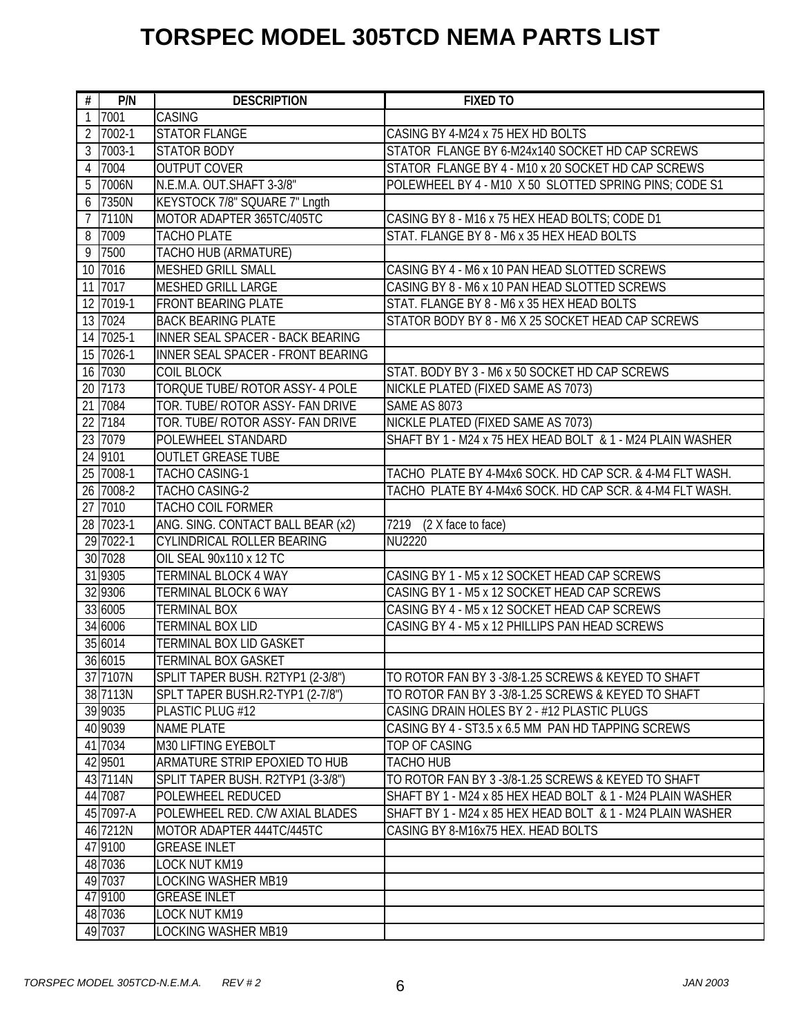# TORSPEC MODEL 305TCD NEMA PARTS LIST

| # | P/N | DESCRIPTION | FIXED TO |
|---|---|---|---|
| 1 | 7001 | CASING | |
| 2 | 7002-1 | STATOR FLANGE | CASING BY 4-M24 x 75 HEX HD BOLTS |
| 3 | 7003-1 | STATOR BODY | STATOR FLANGE BY 6-M24x140 SOCKET HD CAP SCREWS |
| 4 | 7004 | OUTPUT COVER | STATOR FLANGE BY 4 - M10 x 20 SOCKET HD CAP SCREWS |
| 5 | 7006N | N.E.M.A. OUT.SHAFT 3-3/8" | POLEWHEEL BY 4 - M10 X 50 SLOTTED SPRING PINS; CODE S1 |
| 6 | 7350N | KEYSTOCK 7/8" SQUARE 7" Lngth | |
| 7 | 7110N | MOTOR ADAPTER 365TC/405TC | CASING BY 8 - M16 x 75 HEX HEAD BOLTS; CODE D1 |
| 8 | 7009 | TACHO PLATE | STAT. FLANGE BY 8 - M6 x 35 HEX HEAD BOLTS |
| 9 | 7500 | TACHO HUB (ARMATURE) | |
| 10 | 7016 | MESHED GRILL SMALL | CASING BY 4 - M6 x 10 PAN HEAD SLOTTED SCREWS |
| 11 | 7017 | MESHED GRILL LARGE | CASING BY 8 - M6 x 10 PAN HEAD SLOTTED SCREWS |
| 12 | 7019-1 | FRONT BEARING PLATE | STAT. FLANGE BY 8 - M6 x 35 HEX HEAD BOLTS |
| 13 | 7024 | BACK BEARING PLATE | STATOR BODY BY 8 - M6 X 25 SOCKET HEAD CAP SCREWS |
| 14 | 7025-1 | INNER SEAL SPACER - BACK BEARING | |
| 15 | 7026-1 | INNER SEAL SPACER - FRONT BEARING | |
| 16 | 7030 | COIL BLOCK | STAT. BODY BY 3 - M6 x 50 SOCKET HD CAP SCREWS |
| 20 | 7173 | TORQUE TUBE/ ROTOR ASSY- 4 POLE | NICKLE PLATED (FIXED SAME AS 7073) |
| 21 | 7084 | TOR. TUBE/ ROTOR ASSY- FAN DRIVE | SAME AS 8073 |
| 22 | 7184 | TOR. TUBE/ ROTOR ASSY- FAN DRIVE | NICKLE PLATED (FIXED SAME AS 7073) |
| 23 | 7079 | POLEWHEEL STANDARD | SHAFT BY 1 - M24 x 75 HEX HEAD BOLT & 1 - M24 PLAIN WASHER |
| 24 | 9101 | OUTLET GREASE TUBE | |
| 25 | 7008-1 | TACHO CASING-1 | TACHO PLATE BY 4-M4x6 SOCK. HD CAP SCR. & 4-M4 FLT WASH. |
| 26 | 7008-2 | TACHO CASING-2 | TACHO PLATE BY 4-M4x6 SOCK. HD CAP SCR. & 4-M4 FLT WASH. |
| 27 | 7010 | TACHO COIL FORMER | |
| 28 | 7023-1 | ANG. SING. CONTACT BALL BEAR (x2) | 7219 (2 X face to face) |
| 29 | 7022-1 | CYLINDRICAL ROLLER BEARING | NU2220 |
| 30 | 7028 | OIL SEAL 90x110 x 12 TC | |
| 31 | 9305 | TERMINAL BLOCK 4 WAY | CASING BY 1 - M5 x 12 SOCKET HEAD CAP SCREWS |
| 32 | 9306 | TERMINAL BLOCK 6 WAY | CASING BY 1 - M5 x 12 SOCKET HEAD CAP SCREWS |
| 33 | 6005 | TERMINAL BOX | CASING BY 4 - M5 x 12 SOCKET HEAD CAP SCREWS |
| 34 | 6006 | TERMINAL BOX LID | CASING BY 4 - M5 x 12 PHILLIPS PAN HEAD SCREWS |
| 35 | 6014 | TERMINAL BOX LID GASKET | |
| 36 | 6015 | TERMINAL BOX GASKET | |
| 37 | 7107N | SPLIT TAPER BUSH. R2TYP1 (2-3/8") | TO ROTOR FAN BY 3 -3/8-1.25 SCREWS & KEYED TO SHAFT |
| 38 | 7113N | SPLT TAPER BUSH.R2-TYP1 (2-7/8") | TO ROTOR FAN BY 3 -3/8-1.25 SCREWS & KEYED TO SHAFT |
| 39 | 9035 | PLASTIC PLUG #12 | CASING DRAIN HOLES BY 2 - #12 PLASTIC PLUGS |
| 40 | 9039 | NAME PLATE | CASING BY 4 - ST3.5 x 6.5 MM PAN HD TAPPING SCREWS |
| 41 | 7034 | M30 LIFTING EYEBOLT | TOP OF CASING |
| 42 | 9501 | ARMATURE STRIP EPOXIED TO HUB | TACHO HUB |
| 43 | 7114N | SPLIT TAPER BUSH. R2TYP1 (3-3/8") | TO ROTOR FAN BY 3 -3/8-1.25 SCREWS & KEYED TO SHAFT |
| 44 | 7087 | POLEWHEEL REDUCED | SHAFT BY 1 - M24 x 85 HEX HEAD BOLT & 1 - M24 PLAIN WASHER |
| 45 | 7097-A | POLEWHEEL RED. C/W AXIAL BLADES | SHAFT BY 1 - M24 x 85 HEX HEAD BOLT & 1 - M24 PLAIN WASHER |
| 46 | 7212N | MOTOR ADAPTER 444TC/445TC | CASING BY 8-M16x75 HEX. HEAD BOLTS |
| 47 | 9100 | GREASE INLET | |
| 48 | 7036 | LOCK NUT KM19 | |
| 49 | 7037 | LOCKING WASHER MB19 | |
| 47 | 9100 | GREASE INLET | |
| 48 | 7036 | LOCK NUT KM19 | |
| 49 | 7037 | LOCKING WASHER MB19 | |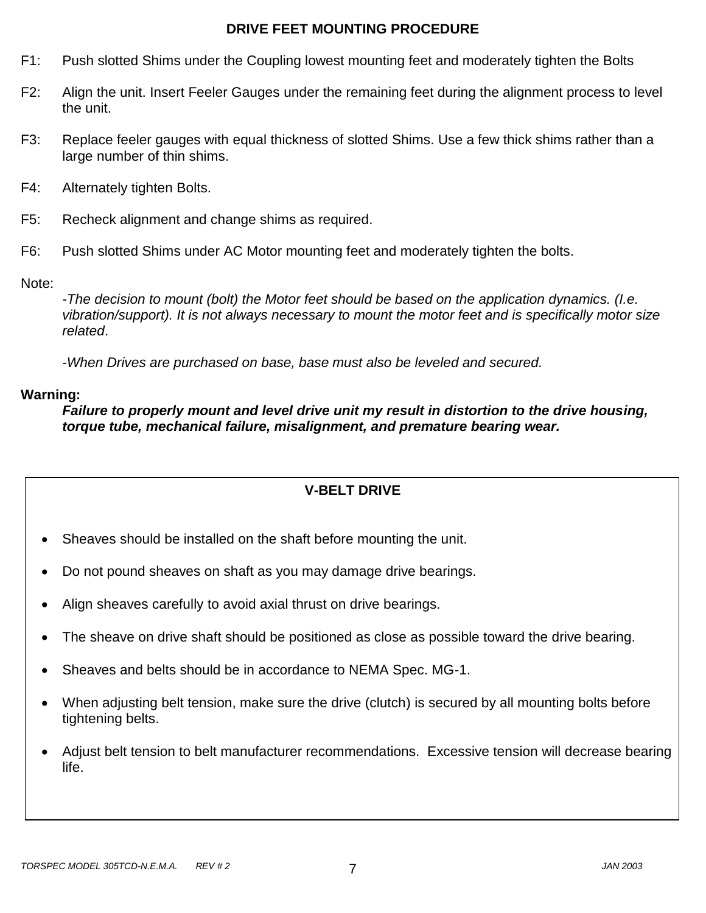## DRIVE FEET MOUNTING PROCEDURE

F1: Push slotted Shims under the Coupling lowest mounting feet and moderately tighten the Bolts

F2: Align the unit. Insert Feeler Gauges under the remaining feet during the alignment process to level the unit.

F3: Replace feeler gauges with equal thickness of slotted Shims. Use a few thick shims rather than a large number of thin shims.

F4: Alternately tighten Bolts.

F5: Recheck alignment and change shims as required.

F6: Push slotted Shims under AC Motor mounting feet and moderately tighten the bolts.

Note:

*-The decision to mount (bolt) the Motor feet should be based on the application dynamics. (I.e. vibration/support). It is not always necessary to mount the motor feet and is specifically motor size related*.

*-When Drives are purchased on base, base must also be leveled and secured.*

**Warning:**

***Failure to properly mount and level drive unit my result in distortion to the drive housing, torque tube, mechanical failure, misalignment, and premature bearing wear.***

## V-BELT DRIVE

- Sheaves should be installed on the shaft before mounting the unit.
- Do not pound sheaves on shaft as you may damage drive bearings.
- Align sheaves carefully to avoid axial thrust on drive bearings.
- The sheave on drive shaft should be positioned as close as possible toward the drive bearing.
- Sheaves and belts should be in accordance to NEMA Spec. MG-1.
- When adjusting belt tension, make sure the drive (clutch) is secured by all mounting bolts before tightening belts.
- Adjust belt tension to belt manufacturer recommendations. Excessive tension will decrease bearing life.